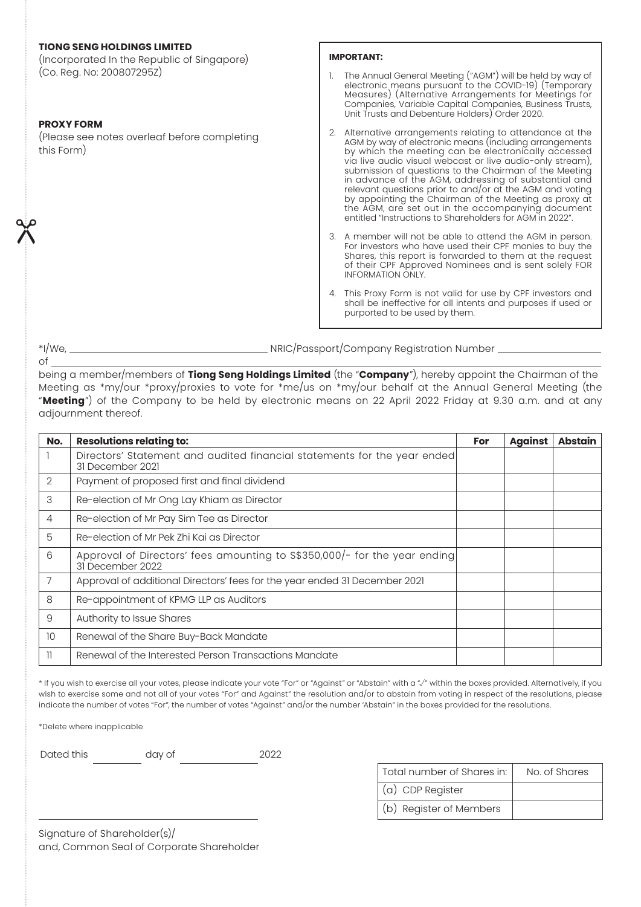**TIONG SENG HOLDINGS LIMITED**
(Incorporated In the Republic of Singapore)
(Co. Reg. No: 200807295Z)

**PROXY FORM**
(Please see notes overleaf before completing this Form)

**IMPORTANT:**

1. The Annual General Meeting ("AGM") will be held by way of electronic means pursuant to the COVID-19) (Temporary Measures) (Alternative Arrangements for Meetings for Companies, Variable Capital Companies, Business Trusts, Unit Trusts and Debenture Holders) Order 2020.
2. Alternative arrangements relating to attendance at the AGM by way of electronic means (including arrangements by which the meeting can be electronically accessed via live audio visual webcast or live audio-only stream), submission of questions to the Chairman of the Meeting in advance of the AGM, addressing of substantial and relevant questions prior to and/or at the AGM and voting by appointing the Chairman of the Meeting as proxy at the AGM, are set out in the accompanying document entitled "Instructions to Shareholders for AGM in 2022".
3. A member will not be able to attend the AGM in person. For investors who have used their CPF monies to buy the Shares, this report is forwarded to them at the request of their CPF Approved Nominees and is sent solely FOR INFORMATION ONLY.
4. This Proxy Form is not valid for use by CPF investors and shall be ineffective for all intents and purposes if used or purported to be used by them.

*I/We, ______________________ NRIC/Passport/Company Registration Number ______________________

of ______________________

being a member/members of **Tiong Seng Holdings Limited** (the "**Company**"), hereby appoint the Chairman of the Meeting as *my/our *proxy/proxies to vote for *me/us on *my/our behalf at the Annual General Meeting (the "**Meeting**") of the Company to be held by electronic means on 22 April 2022 Friday at 9.30 a.m. and at any adjournment thereof.

| No. | Resolutions relating to: | For | Against | Abstain |
|---|---|---|---|---|
| 1 | Directors' Statement and audited financial statements for the year ended 31 December 2021 | | | |
| 2 | Payment of proposed first and final dividend | | | |
| 3 | Re-election of Mr Ong Lay Khiam as Director | | | |
| 4 | Re-election of Mr Pay Sim Tee as Director | | | |
| 5 | Re-election of Mr Pek Zhi Kai as Director | | | |
| 6 | Approval of Directors' fees amounting to S$350,000/- for the year ending 31 December 2022 | | | |
| 7 | Approval of additional Directors' fees for the year ended 31 December 2021 | | | |
| 8 | Re-appointment of KPMG LLP as Auditors | | | |
| 9 | Authority to Issue Shares | | | |
| 10 | Renewal of the Share Buy-Back Mandate | | | |
| 11 | Renewal of the Interested Person Transactions Mandate | | | |

* If you wish to exercise all your votes, please indicate your vote "For" or "Against" or "Abstain" with a "√" within the boxes provided. Alternatively, if you wish to exercise some and not all of your votes "For" and Against" the resolution and/or to abstain from voting in respect of the resolutions, please indicate the number of votes "For", the number of votes "Against" and/or the number 'Abstain" in the boxes provided for the resolutions.

*Delete where inapplicable

Dated this ________ day of ____________ 2022

| Total number of Shares in: | No. of Shares |
|---|---|
| (a) CDP Register | |
| (b) Register of Members | |

______________________

Signature of Shareholder(s)/
and, Common Seal of Corporate Shareholder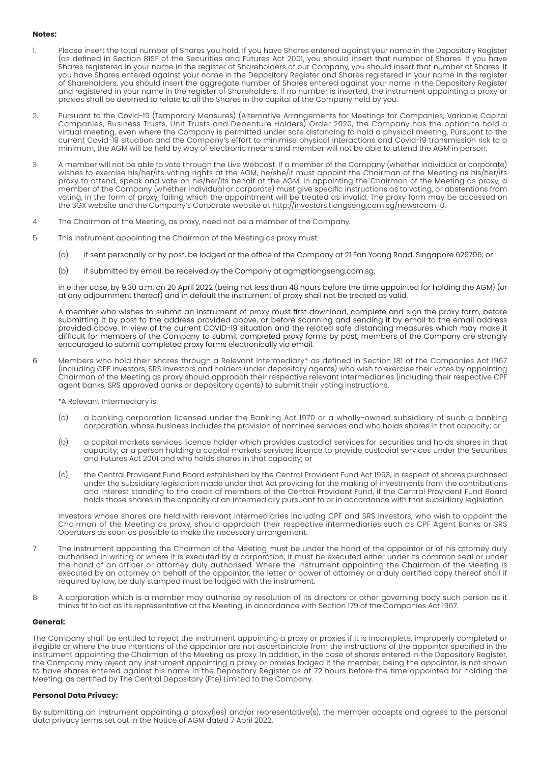**Notes:**

1. Please insert the total number of Shares you hold. If you have Shares entered against your name in the Depository Register (as defined in Section 81SF of the Securities and Futures Act 2001, you should insert that number of Shares. If you have Shares registered in your name in the register of Shareholders of our Company, you should insert that number of Shares. If you have Shares entered against your name in the Depository Register and Shares registered in your name in the register of Shareholders, you should insert the aggregate number of Shares entered against your name in the Depository Register and registered in your name in the register of Shareholders. If no number is inserted, the instrument appointing a proxy or proxies shall be deemed to relate to all the Shares in the capital of the Company held by you.

2. Pursuant to the Covid-19 (Temporary Measures) (Alternative Arrangements for Meetings for Companies, Variable Capital Companies, Business Trusts, Unit Trusts and Debenture Holders) Order 2020, the Company has the option to hold a virtual meeting, even where the Company is permitted under safe distancing to hold a physical meeting. Pursuant to the current Covid-19 situation and the Company's effort to minimise physical interactions and Covid-19 transmission risk to a minimum, the AGM will be held by way of electronic means and member will not be able to attend the AGM in person.

3. A member will not be able to vote through the Live Webcast. If a member of the Company (whether individual or corporate) wishes to exercise his/her/its voting rights at the AGM, he/she/it must appoint the Chairman of the Meeting as his/her/its proxy to attend, speak and vote on his/her/its behalf at the AGM. In appointing the Chairman of the Meeting as proxy, a member of the Company (whether individual or corporate) must give specific instructions as to voting, or abstentions from voting, in the form of proxy, failing which the appointment will be treated as invalid. The proxy form may be accessed on the SGX website and the Company's Corporate website at http://investors.tiongseng.com.sg/newsroom-0.

4. The Chairman of the Meeting, as proxy, need not be a member of the Company.

5. This instrument appointing the Chairman of the Meeting as proxy must:

   (a) if sent personally or by post, be lodged at the office of the Company at 21 Fan Yoong Road, Singapore 629796; or

   (b) if submitted by email, be received by the Company at agm@tiongseng.com.sg,

   in either case, by 9.30 a.m. on 20 April 2022 (being not less than 48 hours before the time appointed for holding the AGM) (or at any adjournment thereof) and in default the instrument of proxy shall not be treated as valid.

   A member who wishes to submit an instrument of proxy must first download, complete and sign the proxy form, before submitting it by post to the address provided above, or before scanning and sending it by email to the email address provided above. In view of the current COVID-19 situation and the related safe distancing measures which may make it difficult for members of the Company to submit completed proxy forms by post, members of the Company are strongly encouraged to submit completed proxy forms electronically via email.

6. Members who hold their shares through a Relevant Intermediary* as defined in Section 181 of the Companies Act 1967 (including CPF investors, SRS investors and holders under depository agents) who wish to exercise their votes by appointing Chairman of the Meeting as proxy should approach their respective relevant intermediaries (including their respective CPF agent banks, SRS approved banks or depository agents) to submit their voting instructions.

   *A Relevant Intermediary is:

   (a) a banking corporation licensed under the Banking Act 1970 or a wholly-owned subsidiary of such a banking corporation, whose business includes the provision of nominee services and who holds shares in that capacity; or

   (b) a capital markets services licence holder which provides custodial services for securities and holds shares in that capacity; or a person holding a capital markets services licence to provide custodial services under the Securities and Futures Act 2001 and who holds shares in that capacity; or

   (c) the Central Provident Fund Board established by the Central Provident Fund Act 1953, in respect of shares purchased under the subsidiary legislation made under that Act providing for the making of investments from the contributions and interest standing to the credit of members of the Central Provident Fund, if the Central Provident Fund Board holds those shares in the capacity of an intermediary pursuant to or in accordance with that subsidiary legislation.

   Investors whose shares are held with relevant intermediaries including CPF and SRS investors, who wish to appoint the Chairman of the Meeting as proxy, should approach their respective intermediaries such as CPF Agent Banks or SRS Operators as soon as possible to make the necessary arrangement.

7. The instrument appointing the Chairman of the Meeting must be under the hand of the appointor or of his attorney duly authorised in writing or where it is executed by a corporation, it must be executed either under its common seal or under the hand of an officer or attorney duly authorised. Where the instrument appointing the Chairman of the Meeting is executed by an attorney on behalf of the appointor, the letter or power of attorney or a duly certified copy thereof shall if required by law, be duly stamped must be lodged with the instrument.

8. A corporation which is a member may authorise by resolution of its directors or other governing body such person as it thinks fit to act as its representative at the Meeting, in accordance with Section 179 of the Companies Act 1967.

**General:**

The Company shall be entitled to reject the instrument appointing a proxy or proxies if it is incomplete, improperly completed or illegible or where the true intentions of the appointor are not ascertainable from the instructions of the appointor specified in the instrument appointing the Chairman of the Meeting as proxy. In addition, in the case of shares entered in the Depository Register, the Company may reject any instrument appointing a proxy or proxies lodged if the member, being the appointor, is not shown to have shares entered against his name in the Depository Register as at 72 hours before the time appointed for holding the Meeting, as certified by The Central Depository (Pte) Limited to the Company.

**Personal Data Privacy:**

By submitting an instrument appointing a proxy(ies) and/or representative(s), the member accepts and agrees to the personal data privacy terms set out in the Notice of AGM dated 7 April 2022.